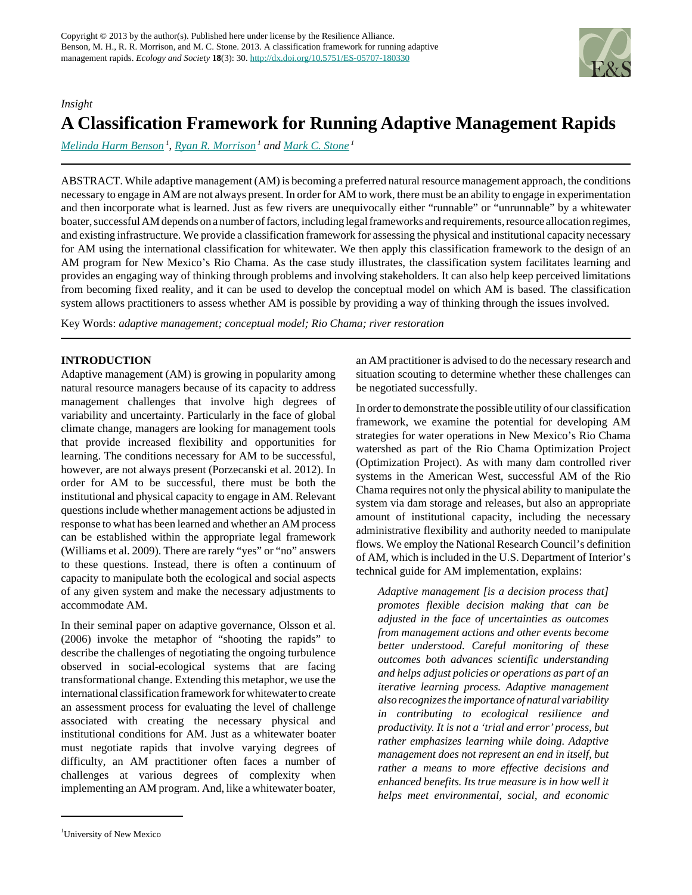Copyright © 2013 by the author(s). Published here under license by the Resilience Alliance.
Benson, M. H., R. R. Morrison, and M. C. Stone. 2013. A classification framework for running adaptive management rapids. *Ecology and Society* **18**(3): 30. http://dx.doi.org/10.5751/ES-05707-180330

*Insight*

# A Classification Framework for Running Adaptive Management Rapids

*Melinda Harm Benson*[1], *Ryan R. Morrison*[1] and *Mark C. Stone*[1]

ABSTRACT. While adaptive management (AM) is becoming a preferred natural resource management approach, the conditions necessary to engage in AM are not always present. In order for AM to work, there must be an ability to engage in experimentation and then incorporate what is learned. Just as few rivers are unequivocally either "runnable" or "unrunnable" by a whitewater boater, successful AM depends on a number of factors, including legal frameworks and requirements, resource allocation regimes, and existing infrastructure. We provide a classification framework for assessing the physical and institutional capacity necessary for AM using the international classification for whitewater. We then apply this classification framework to the design of an AM program for New Mexico's Rio Chama. As the case study illustrates, the classification system facilitates learning and provides an engaging way of thinking through problems and involving stakeholders. It can also help keep perceived limitations from becoming fixed reality, and it can be used to develop the conceptual model on which AM is based. The classification system allows practitioners to assess whether AM is possible by providing a way of thinking through the issues involved.

Key Words: *adaptive management; conceptual model; Rio Chama; river restoration*

## INTRODUCTION

Adaptive management (AM) is growing in popularity among natural resource managers because of its capacity to address management challenges that involve high degrees of variability and uncertainty. Particularly in the face of global climate change, managers are looking for management tools that provide increased flexibility and opportunities for learning. The conditions necessary for AM to be successful, however, are not always present (Porzecanski et al. 2012). In order for AM to be successful, there must be both the institutional and physical capacity to engage in AM. Relevant questions include whether management actions be adjusted in response to what has been learned and whether an AM process can be established within the appropriate legal framework (Williams et al. 2009). There are rarely "yes" or "no" answers to these questions. Instead, there is often a continuum of capacity to manipulate both the ecological and social aspects of any given system and make the necessary adjustments to accommodate AM.

In their seminal paper on adaptive governance, Olsson et al. (2006) invoke the metaphor of "shooting the rapids" to describe the challenges of negotiating the ongoing turbulence observed in social-ecological systems that are facing transformational change. Extending this metaphor, we use the international classification framework for whitewater to create an assessment process for evaluating the level of challenge associated with creating the necessary physical and institutional conditions for AM. Just as a whitewater boater must negotiate rapids that involve varying degrees of difficulty, an AM practitioner often faces a number of challenges at various degrees of complexity when implementing an AM program. And, like a whitewater boater, an AM practitioner is advised to do the necessary research and situation scouting to determine whether these challenges can be negotiated successfully.

In order to demonstrate the possible utility of our classification framework, we examine the potential for developing AM strategies for water operations in New Mexico's Rio Chama watershed as part of the Rio Chama Optimization Project (Optimization Project). As with many dam controlled river systems in the American West, successful AM of the Rio Chama requires not only the physical ability to manipulate the system via dam storage and releases, but also an appropriate amount of institutional capacity, including the necessary administrative flexibility and authority needed to manipulate flows. We employ the National Research Council's definition of AM, which is included in the U.S. Department of Interior's technical guide for AM implementation, explains:

> *Adaptive management [is a decision process that] promotes flexible decision making that can be adjusted in the face of uncertainties as outcomes from management actions and other events become better understood. Careful monitoring of these outcomes both advances scientific understanding and helps adjust policies or operations as part of an iterative learning process. Adaptive management also recognizes the importance of natural variability in contributing to ecological resilience and productivity. It is not a 'trial and error' process, but rather emphasizes learning while doing. Adaptive management does not represent an end in itself, but rather a means to more effective decisions and enhanced benefits. Its true measure is in how well it helps meet environmental, social, and economic*

[1]University of New Mexico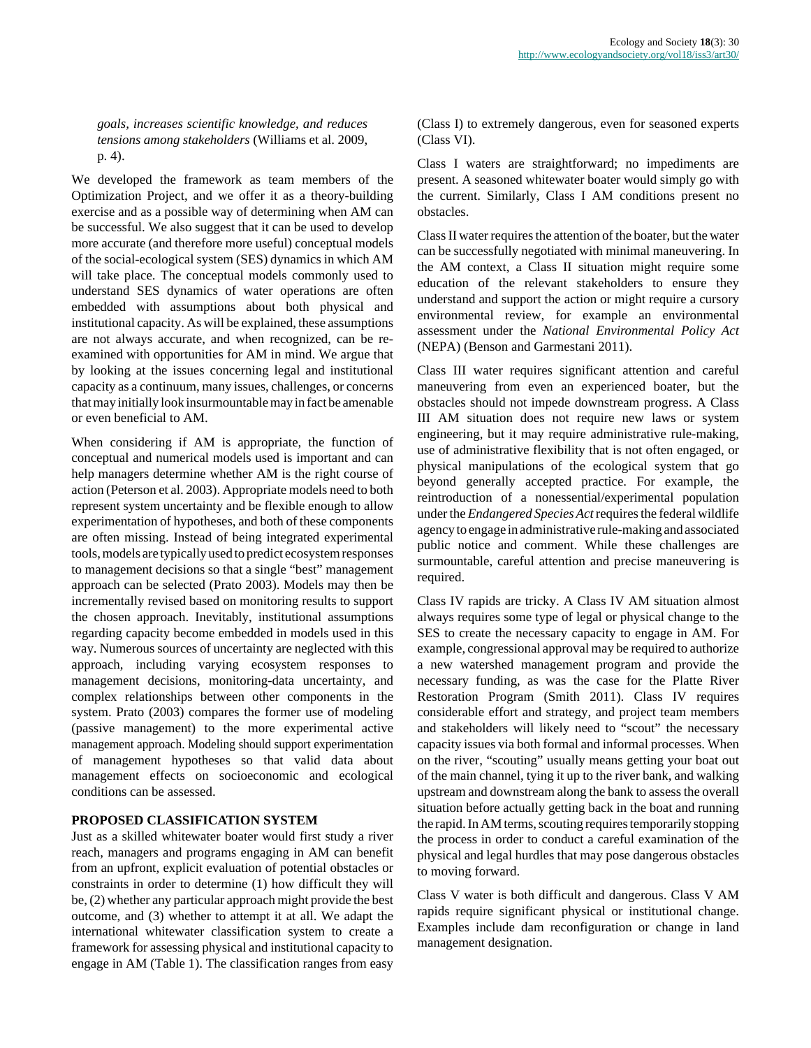*goals, increases scientific knowledge, and reduces tensions among stakeholders* (Williams et al. 2009, p. 4).

We developed the framework as team members of the Optimization Project, and we offer it as a theory-building exercise and as a possible way of determining when AM can be successful. We also suggest that it can be used to develop more accurate (and therefore more useful) conceptual models of the social-ecological system (SES) dynamics in which AM will take place. The conceptual models commonly used to understand SES dynamics of water operations are often embedded with assumptions about both physical and institutional capacity. As will be explained, these assumptions are not always accurate, and when recognized, can be re-examined with opportunities for AM in mind. We argue that by looking at the issues concerning legal and institutional capacity as a continuum, many issues, challenges, or concerns that may initially look insurmountable may in fact be amenable or even beneficial to AM.

When considering if AM is appropriate, the function of conceptual and numerical models used is important and can help managers determine whether AM is the right course of action (Peterson et al. 2003). Appropriate models need to both represent system uncertainty and be flexible enough to allow experimentation of hypotheses, and both of these components are often missing. Instead of being integrated experimental tools, models are typically used to predict ecosystem responses to management decisions so that a single "best" management approach can be selected (Prato 2003). Models may then be incrementally revised based on monitoring results to support the chosen approach. Inevitably, institutional assumptions regarding capacity become embedded in models used in this way. Numerous sources of uncertainty are neglected with this approach, including varying ecosystem responses to management decisions, monitoring-data uncertainty, and complex relationships between other components in the system. Prato (2003) compares the former use of modeling (passive management) to the more experimental active management approach. Modeling should support experimentation of management hypotheses so that valid data about management effects on socioeconomic and ecological conditions can be assessed.

## PROPOSED CLASSIFICATION SYSTEM

Just as a skilled whitewater boater would first study a river reach, managers and programs engaging in AM can benefit from an upfront, explicit evaluation of potential obstacles or constraints in order to determine (1) how difficult they will be, (2) whether any particular approach might provide the best outcome, and (3) whether to attempt it at all. We adapt the international whitewater classification system to create a framework for assessing physical and institutional capacity to engage in AM (Table 1). The classification ranges from easy (Class I) to extremely dangerous, even for seasoned experts (Class VI).

Class I waters are straightforward; no impediments are present. A seasoned whitewater boater would simply go with the current. Similarly, Class I AM conditions present no obstacles.

Class II water requires the attention of the boater, but the water can be successfully negotiated with minimal maneuvering. In the AM context, a Class II situation might require some education of the relevant stakeholders to ensure they understand and support the action or might require a cursory environmental review, for example an environmental assessment under the *National Environmental Policy Act* (NEPA) (Benson and Garmestani 2011).

Class III water requires significant attention and careful maneuvering from even an experienced boater, but the obstacles should not impede downstream progress. A Class III AM situation does not require new laws or system engineering, but it may require administrative rule-making, use of administrative flexibility that is not often engaged, or physical manipulations of the ecological system that go beyond generally accepted practice. For example, the reintroduction of a nonessential/experimental population under the *Endangered Species Act* requires the federal wildlife agency to engage in administrative rule-making and associated public notice and comment. While these challenges are surmountable, careful attention and precise maneuvering is required.

Class IV rapids are tricky. A Class IV AM situation almost always requires some type of legal or physical change to the SES to create the necessary capacity to engage in AM. For example, congressional approval may be required to authorize a new watershed management program and provide the necessary funding, as was the case for the Platte River Restoration Program (Smith 2011). Class IV requires considerable effort and strategy, and project team members and stakeholders will likely need to "scout" the necessary capacity issues via both formal and informal processes. When on the river, "scouting" usually means getting your boat out of the main channel, tying it up to the river bank, and walking upstream and downstream along the bank to assess the overall situation before actually getting back in the boat and running the rapid. In AM terms, scouting requires temporarily stopping the process in order to conduct a careful examination of the physical and legal hurdles that may pose dangerous obstacles to moving forward.

Class V water is both difficult and dangerous. Class V AM rapids require significant physical or institutional change. Examples include dam reconfiguration or change in land management designation.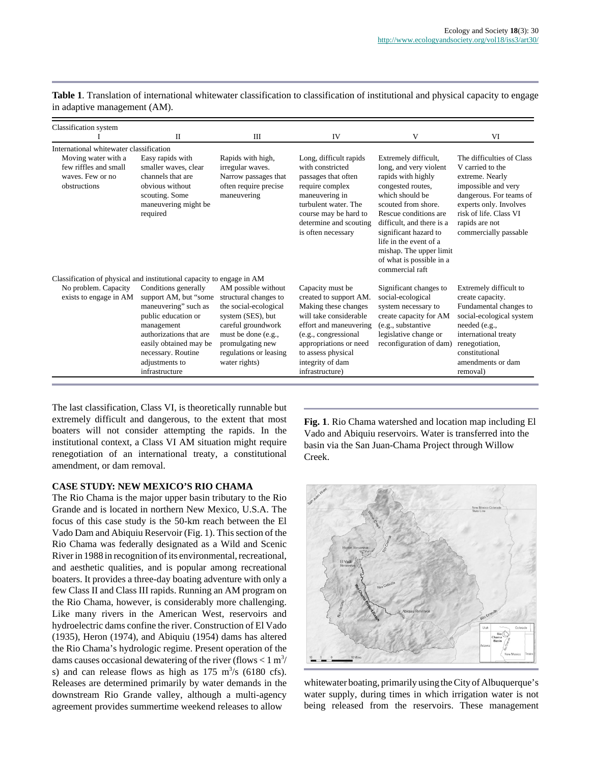**Table 1**. Translation of international whitewater classification to classification of institutional and physical capacity to engage in adaptive management (AM).

| Classification system I | II | III | IV | V | VI |
|---|---|---|---|---|---|
| International whitewater classification | | | | | |
| Moving water with a few riffles and small waves. Few or no obstructions | Easy rapids with smaller waves, clear channels that are obvious without scouting. Some maneuvering might be required | Rapids with high, irregular waves. Narrow passages that often require precise maneuvering | Long, difficult rapids with constricted passages that often require complex maneuvering in turbulent water. The course may be hard to determine and scouting is often necessary | Extremely difficult, long, and very violent rapids with highly congested routes, which should be scouted from shore. Rescue conditions are difficult, and there is a significant hazard to life in the event of a mishap. The upper limit of what is possible in a commercial raft | The difficulties of Class V carried to the extreme. Nearly impossible and very dangerous. For teams of experts only. Involves risk of life. Class VI rapids are not commercially passable |
| Classification of physical and institutional capacity to engage in AM | | | | | |
| No problem. Capacity exists to engage in AM | Conditions generally support AM, but "some maneuvering" such as public education or management authorizations that are easily obtained may be necessary. Routine adjustments to infrastructure | AM possible without structural changes to the social-ecological system (SES), but careful groundwork must be done (e.g., promulgating new regulations or leasing water rights) | Capacity must be created to support AM. Making these changes will take considerable effort and maneuvering (e.g., congressional appropriations or need to assess physical integrity of dam infrastructure) | Significant changes to social-ecological system necessary to create capacity for AM (e.g., substantive legislative change or reconfiguration of dam) | Extremely difficult to create capacity. Fundamental changes to social-ecological system needed (e.g., international treaty renegotiation, constitutional amendments or dam removal) |

The last classification, Class VI, is theoretically runnable but extremely difficult and dangerous, to the extent that most boaters will not consider attempting the rapids. In the institutional context, a Class VI AM situation might require renegotiation of an international treaty, a constitutional amendment, or dam removal.

## CASE STUDY: NEW MEXICO'S RIO CHAMA

The Rio Chama is the major upper basin tributary to the Rio Grande and is located in northern New Mexico, U.S.A. The focus of this case study is the 50-km reach between the El Vado Dam and Abiquiu Reservoir (Fig. 1). This section of the Rio Chama was federally designated as a Wild and Scenic River in 1988 in recognition of its environmental, recreational, and aesthetic qualities, and is popular among recreational boaters. It provides a three-day boating adventure with only a few Class II and Class III rapids. Running an AM program on the Rio Chama, however, is considerably more challenging. Like many rivers in the American West, reservoirs and hydroelectric dams confine the river. Construction of El Vado (1935), Heron (1974), and Abiquiu (1954) dams has altered the Rio Chama's hydrologic regime. Present operation of the dams causes occasional dewatering of the river (flows $< 1$ $m^3/s$) and can release flows as high as 175 $m^3/s$ (6180 cfs). Releases are determined primarily by water demands in the downstream Rio Grande valley, although a multi-agency agreement provides summertime weekend releases to allow whitewater boating, primarily using the City of Albuquerque's water supply, during times in which irrigation water is not being released from the reservoirs. These management

**Fig. 1**. Rio Chama watershed and location map including El Vado and Abiquiu reservoirs. Water is transferred into the basin via the San Juan-Chama Project through Willow Creek.

San Juan River
Willow Creek
Rio Chama
New Mexico Colorado State Line
Heron Reservoir
El Vado Reservoir
Rio Cebolla
Rio Chama Project Reach
Rio Gallina
Abiquiu Reservoir
Rio Grande
Utah
Colorado
Rio Chama Basin
Arizona
New Mexico
Texas
10 5 0 10 Miles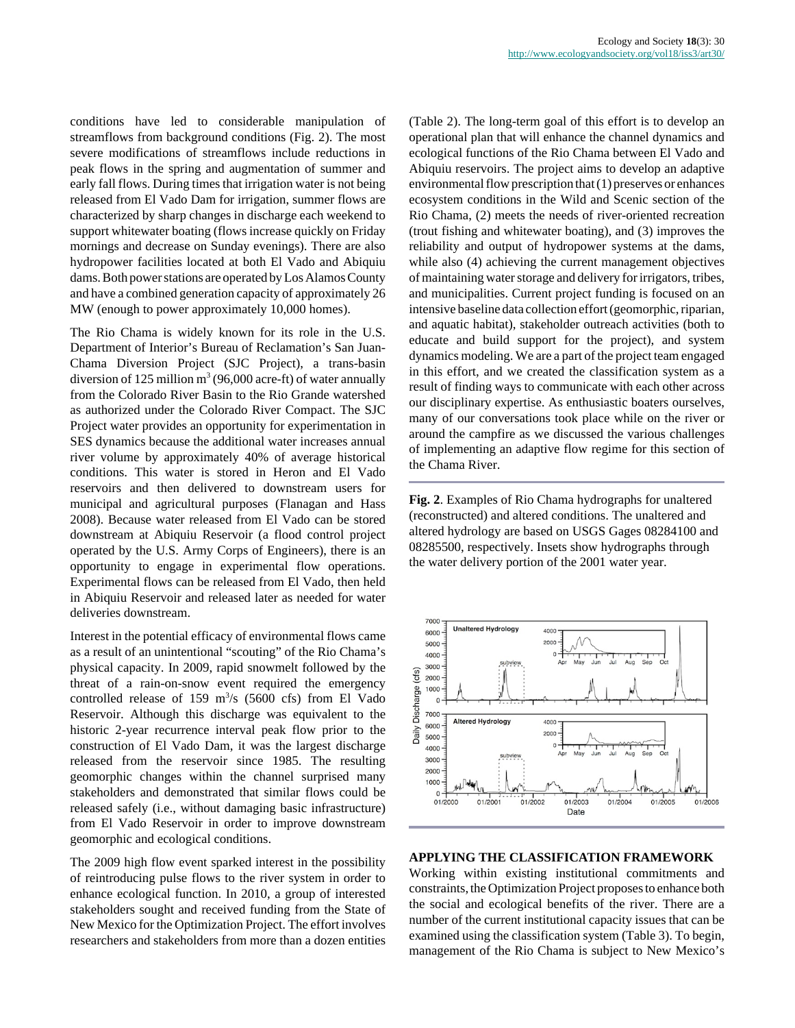conditions have led to considerable manipulation of streamflows from background conditions (Fig. 2). The most severe modifications of streamflows include reductions in peak flows in the spring and augmentation of summer and early fall flows. During times that irrigation water is not being released from El Vado Dam for irrigation, summer flows are characterized by sharp changes in discharge each weekend to support whitewater boating (flows increase quickly on Friday mornings and decrease on Sunday evenings). There are also hydropower facilities located at both El Vado and Abiquiu dams. Both power stations are operated by Los Alamos County and have a combined generation capacity of approximately 26 MW (enough to power approximately 10,000 homes).

The Rio Chama is widely known for its role in the U.S. Department of Interior's Bureau of Reclamation's San Juan-Chama Diversion Project (SJC Project), a trans-basin diversion of 125 million $m^3$ (96,000 acre-ft) of water annually from the Colorado River Basin to the Rio Grande watershed as authorized under the Colorado River Compact. The SJC Project water provides an opportunity for experimentation in SES dynamics because the additional water increases annual river volume by approximately 40% of average historical conditions. This water is stored in Heron and El Vado reservoirs and then delivered to downstream users for municipal and agricultural purposes (Flanagan and Hass 2008). Because water released from El Vado can be stored downstream at Abiquiu Reservoir (a flood control project operated by the U.S. Army Corps of Engineers), there is an opportunity to engage in experimental flow operations. Experimental flows can be released from El Vado, then held in Abiquiu Reservoir and released later as needed for water deliveries downstream.

Interest in the potential efficacy of environmental flows came as a result of an unintentional "scouting" of the Rio Chama's physical capacity. In 2009, rapid snowmelt followed by the threat of a rain-on-snow event required the emergency controlled release of 159 $m^3/s$ (5600 cfs) from El Vado Reservoir. Although this discharge was equivalent to the historic 2-year recurrence interval peak flow prior to the construction of El Vado Dam, it was the largest discharge released from the reservoir since 1985. The resulting geomorphic changes within the channel surprised many stakeholders and demonstrated that similar flows could be released safely (i.e., without damaging basic infrastructure) from El Vado Reservoir in order to improve downstream geomorphic and ecological conditions.

The 2009 high flow event sparked interest in the possibility of reintroducing pulse flows to the river system in order to enhance ecological function. In 2010, a group of interested stakeholders sought and received funding from the State of New Mexico for the Optimization Project. The effort involves researchers and stakeholders from more than a dozen entities (Table 2). The long-term goal of this effort is to develop an operational plan that will enhance the channel dynamics and ecological functions of the Rio Chama between El Vado and Abiquiu reservoirs. The project aims to develop an adaptive environmental flow prescription that (1) preserves or enhances ecosystem conditions in the Wild and Scenic section of the Rio Chama, (2) meets the needs of river-oriented recreation (trout fishing and whitewater boating), and (3) improves the reliability and output of hydropower systems at the dams, while also (4) achieving the current management objectives of maintaining water storage and delivery for irrigators, tribes, and municipalities. Current project funding is focused on an intensive baseline data collection effort (geomorphic, riparian, and aquatic habitat), stakeholder outreach activities (both to educate and build support for the project), and system dynamics modeling. We are a part of the project team engaged in this effort, and we created the classification system as a result of finding ways to communicate with each other across our disciplinary expertise. As enthusiastic boaters ourselves, many of our conversations took place while on the river or around the campfire as we discussed the various challenges of implementing an adaptive flow regime for this section of the Chama River.

**Fig. 2**. Examples of Rio Chama hydrographs for unaltered (reconstructed) and altered conditions. The unaltered and altered hydrology are based on USGS Gages 08284100 and 08285500, respectively. Insets show hydrographs through the water delivery portion of the 2001 water year.

Unaltered Hydrology
Altered Hydrology
subview
Daily Discharge (cfs)
Date
01/2000 01/2001 01/2002 01/2003 01/2004 01/2005 01/2006
Apr May Jun Jul Aug Sep Oct

## APPLYING THE CLASSIFICATION FRAMEWORK

Working within existing institutional commitments and constraints, the Optimization Project proposes to enhance both the social and ecological benefits of the river. There are a number of the current institutional capacity issues that can be examined using the classification system (Table 3). To begin, management of the Rio Chama is subject to New Mexico's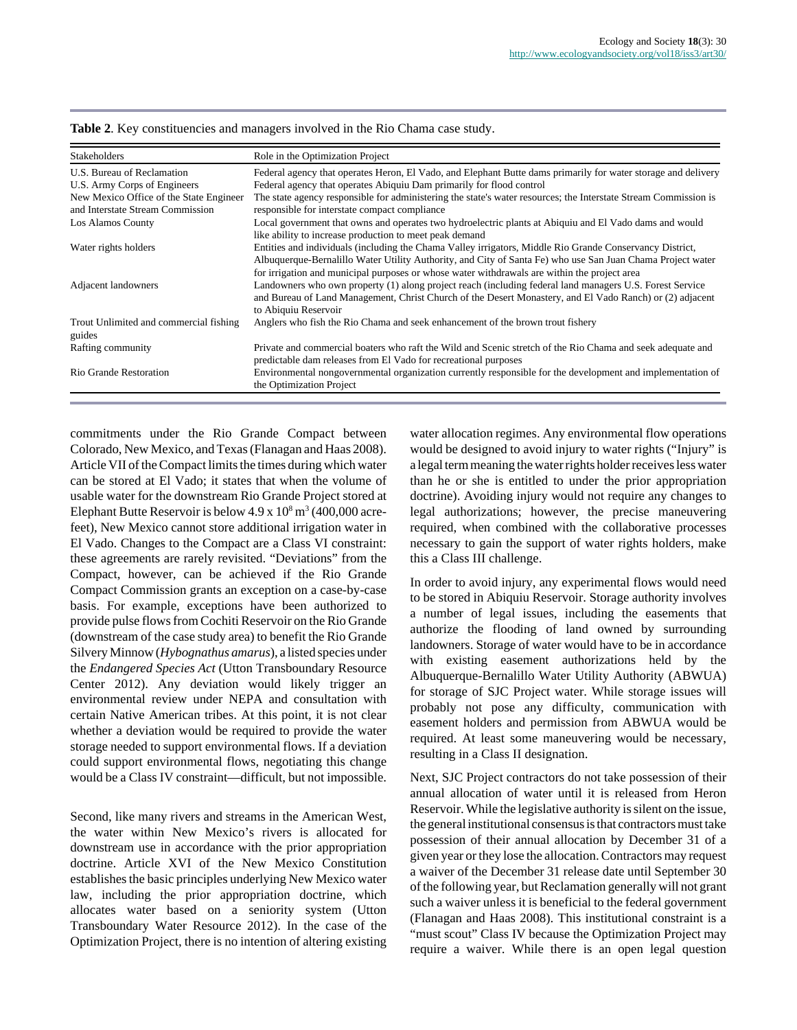**Table 2**. Key constituencies and managers involved in the Rio Chama case study.

| Stakeholders | Role in the Optimization Project |
|---|---|
| U.S. Bureau of Reclamation | Federal agency that operates Heron, El Vado, and Elephant Butte dams primarily for water storage and delivery |
| U.S. Army Corps of Engineers | Federal agency that operates Abiquiu Dam primarily for flood control |
| New Mexico Office of the State Engineer and Interstate Stream Commission | The state agency responsible for administering the state's water resources; the Interstate Stream Commission is responsible for interstate compact compliance |
| Los Alamos County | Local government that owns and operates two hydroelectric plants at Abiquiu and El Vado dams and would like ability to increase production to meet peak demand |
| Water rights holders | Entities and individuals (including the Chama Valley irrigators, Middle Rio Grande Conservancy District, Albuquerque-Bernalillo Water Utility Authority, and City of Santa Fe) who use San Juan Chama Project water for irrigation and municipal purposes or whose water withdrawals are within the project area |
| Adjacent landowners | Landowners who own property (1) along project reach (including federal land managers U.S. Forest Service and Bureau of Land Management, Christ Church of the Desert Monastery, and El Vado Ranch) or (2) adjacent to Abiquiu Reservoir |
| Trout Unlimited and commercial fishing guides | Anglers who fish the Rio Chama and seek enhancement of the brown trout fishery |
| Rafting community | Private and commercial boaters who raft the Wild and Scenic stretch of the Rio Chama and seek adequate and predictable dam releases from El Vado for recreational purposes |
| Rio Grande Restoration | Environmental nongovernmental organization currently responsible for the development and implementation of the Optimization Project |

commitments under the Rio Grande Compact between Colorado, New Mexico, and Texas (Flanagan and Haas 2008). Article VII of the Compact limits the times during which water can be stored at El Vado; it states that when the volume of usable water for the downstream Rio Grande Project stored at Elephant Butte Reservoir is below $4.9 \times 10^8$ $m^3$ (400,000 acre-feet), New Mexico cannot store additional irrigation water in El Vado. Changes to the Compact are a Class VI constraint: these agreements are rarely revisited. "Deviations" from the Compact, however, can be achieved if the Rio Grande Compact Commission grants an exception on a case-by-case basis. For example, exceptions have been authorized to provide pulse flows from Cochiti Reservoir on the Rio Grande (downstream of the case study area) to benefit the Rio Grande Silvery Minnow (*Hybognathus amarus*), a listed species under the *Endangered Species Act* (Utton Transboundary Resource Center 2012). Any deviation would likely trigger an environmental review under NEPA and consultation with certain Native American tribes. At this point, it is not clear whether a deviation would be required to provide the water storage needed to support environmental flows. If a deviation could support environmental flows, negotiating this change would be a Class IV constraint—difficult, but not impossible.

Second, like many rivers and streams in the American West, the water within New Mexico's rivers is allocated for downstream use in accordance with the prior appropriation doctrine. Article XVI of the New Mexico Constitution establishes the basic principles underlying New Mexico water law, including the prior appropriation doctrine, which allocates water based on a seniority system (Utton Transboundary Water Resource 2012). In the case of the Optimization Project, there is no intention of altering existing water allocation regimes. Any environmental flow operations would be designed to avoid injury to water rights ("Injury" is a legal term meaning the water rights holder receives less water than he or she is entitled to under the prior appropriation doctrine). Avoiding injury would not require any changes to legal authorizations; however, the precise maneuvering required, when combined with the collaborative processes necessary to gain the support of water rights holders, make this a Class III challenge.

In order to avoid injury, any experimental flows would need to be stored in Abiquiu Reservoir. Storage authority involves a number of legal issues, including the easements that authorize the flooding of land owned by surrounding landowners. Storage of water would have to be in accordance with existing easement authorizations held by the Albuquerque-Bernalillo Water Utility Authority (ABWUA) for storage of SJC Project water. While storage issues will probably not pose any difficulty, communication with easement holders and permission from ABWUA would be required. At least some maneuvering would be necessary, resulting in a Class II designation.

Next, SJC Project contractors do not take possession of their annual allocation of water until it is released from Heron Reservoir. While the legislative authority is silent on the issue, the general institutional consensus is that contractors must take possession of their annual allocation by December 31 of a given year or they lose the allocation. Contractors may request a waiver of the December 31 release date until September 30 of the following year, but Reclamation generally will not grant such a waiver unless it is beneficial to the federal government (Flanagan and Haas 2008). This institutional constraint is a "must scout" Class IV because the Optimization Project may require a waiver. While there is an open legal question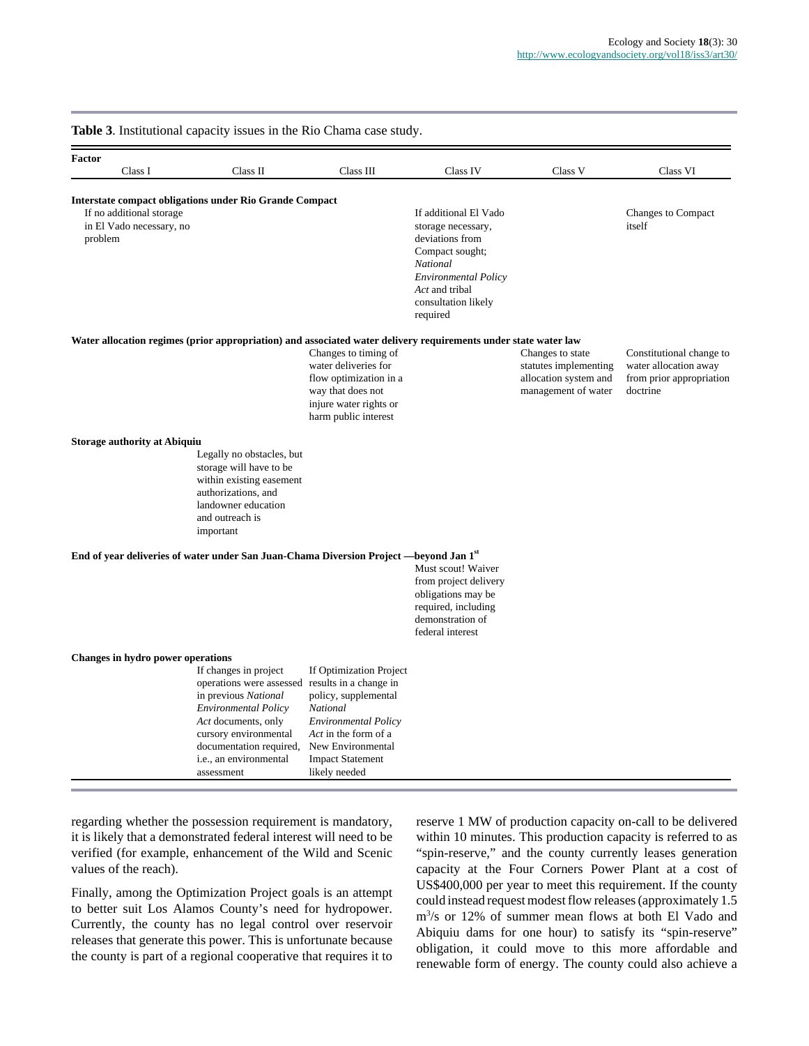**Table 3**. Institutional capacity issues in the Rio Chama case study.

| Class I | Class II | Class III | Class IV | Class V | Class VI |
|---|---|---|---|---|---|
| **Interstate compact obligations under Rio Grande Compact** | | | | | |
| If no additional storage in El Vado necessary, no problem | | | If additional El Vado storage necessary, deviations from Compact sought; *National Environmental Policy Act* and tribal consultation likely required | | Changes to Compact itself |
| **Water allocation regimes (prior appropriation) and associated water delivery requirements under state water law** | | | | | |
| | | Changes to timing of water deliveries for flow optimization in a way that does not injure water rights or harm public interest | | Changes to state statutes implementing allocation system and management of water | Constitutional change to water allocation away from prior appropriation doctrine |
| **Storage authority at Abiquiu** | | | | | |
| | Legally no obstacles, but storage will have to be within existing easement authorizations, and landowner education and outreach is important | | | | |
| **End of year deliveries of water under San Juan-Chama Diversion Project —beyond Jan 1st** | | | | | |
| | | | Must scout! Waiver from project delivery obligations may be required, including demonstration of federal interest | | |
| **Changes in hydro power operations** | | | | | |
| | If changes in project operations were assessed in previous *National Environmental Policy Act* documents, only cursory environmental documentation required, i.e., an environmental assessment | If Optimization Project results in a change in policy, supplemental *National Environmental Policy Act* in the form of a New Environmental Impact Statement likely needed | | | |

regarding whether the possession requirement is mandatory, it is likely that a demonstrated federal interest will need to be verified (for example, enhancement of the Wild and Scenic values of the reach).

Finally, among the Optimization Project goals is an attempt to better suit Los Alamos County's need for hydropower. Currently, the county has no legal control over reservoir releases that generate this power. This is unfortunate because the county is part of a regional cooperative that requires it to reserve 1 MW of production capacity on-call to be delivered within 10 minutes. This production capacity is referred to as "spin-reserve," and the county currently leases generation capacity at the Four Corners Power Plant at a cost of US$400,000 per year to meet this requirement. If the county could instead request modest flow releases (approximately 1.5 $m^3/s$ or 12% of summer mean flows at both El Vado and Abiquiu dams for one hour) to satisfy its "spin-reserve" obligation, it could move to this more affordable and renewable form of energy. The county could also achieve a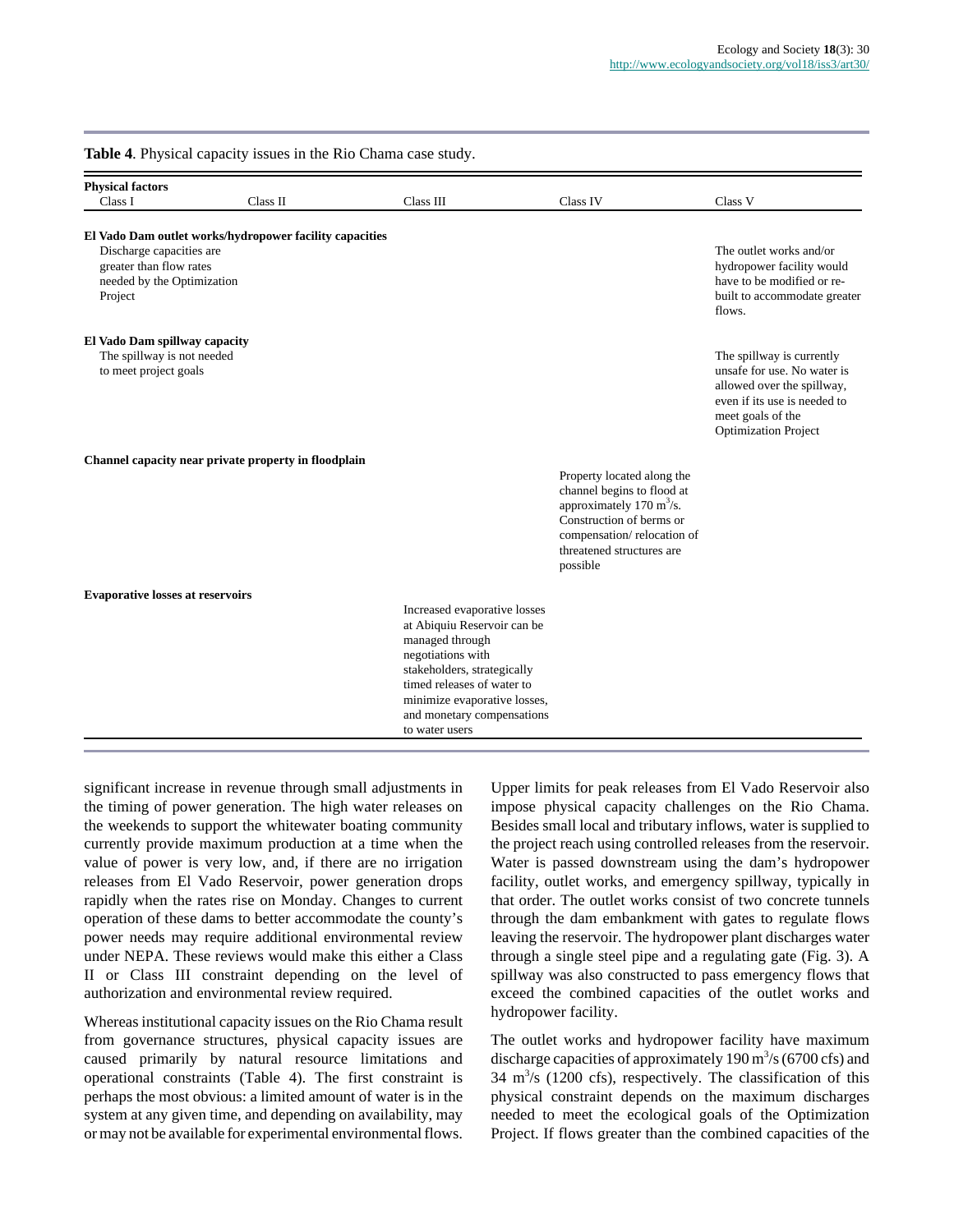**Table 4**. Physical capacity issues in the Rio Chama case study.

| Class I | Class II | Class III | Class IV | Class V |
|---|---|---|---|---|
| **El Vado Dam outlet works/hydropower facility capacities** | | | | |
| Discharge capacities are greater than flow rates needed by the Optimization Project | | | | The outlet works and/or hydropower facility would have to be modified or re-built to accommodate greater flows. |
| **El Vado Dam spillway capacity** | | | | |
| The spillway is not needed to meet project goals | | | | The spillway is currently unsafe for use. No water is allowed over the spillway, even if its use is needed to meet goals of the Optimization Project |
| **Channel capacity near private property in floodplain** | | | | |
| | | | Property located along the channel begins to flood at approximately 170 $m^3/s$. Construction of berms or compensation/ relocation of threatened structures are possible | |
| **Evaporative losses at reservoirs** | | | | |
| | | Increased evaporative losses at Abiquiu Reservoir can be managed through negotiations with stakeholders, strategically timed releases of water to minimize evaporative losses, and monetary compensations to water users | | |

significant increase in revenue through small adjustments in the timing of power generation. The high water releases on the weekends to support the whitewater boating community currently provide maximum production at a time when the value of power is very low, and, if there are no irrigation releases from El Vado Reservoir, power generation drops rapidly when the rates rise on Monday. Changes to current operation of these dams to better accommodate the county's power needs may require additional environmental review under NEPA. These reviews would make this either a Class II or Class III constraint depending on the level of authorization and environmental review required.

Whereas institutional capacity issues on the Rio Chama result from governance structures, physical capacity issues are caused primarily by natural resource limitations and operational constraints (Table 4). The first constraint is perhaps the most obvious: a limited amount of water is in the system at any given time, and depending on availability, may or may not be available for experimental environmental flows.

Upper limits for peak releases from El Vado Reservoir also impose physical capacity challenges on the Rio Chama. Besides small local and tributary inflows, water is supplied to the project reach using controlled releases from the reservoir. Water is passed downstream using the dam's hydropower facility, outlet works, and emergency spillway, typically in that order. The outlet works consist of two concrete tunnels through the dam embankment with gates to regulate flows leaving the reservoir. The hydropower plant discharges water through a single steel pipe and a regulating gate (Fig. 3). A spillway was also constructed to pass emergency flows that exceed the combined capacities of the outlet works and hydropower facility.

The outlet works and hydropower facility have maximum discharge capacities of approximately 190 $m^3/s$ (6700 cfs) and 34 $m^3/s$ (1200 cfs), respectively. The classification of this physical constraint depends on the maximum discharges needed to meet the ecological goals of the Optimization Project. If flows greater than the combined capacities of the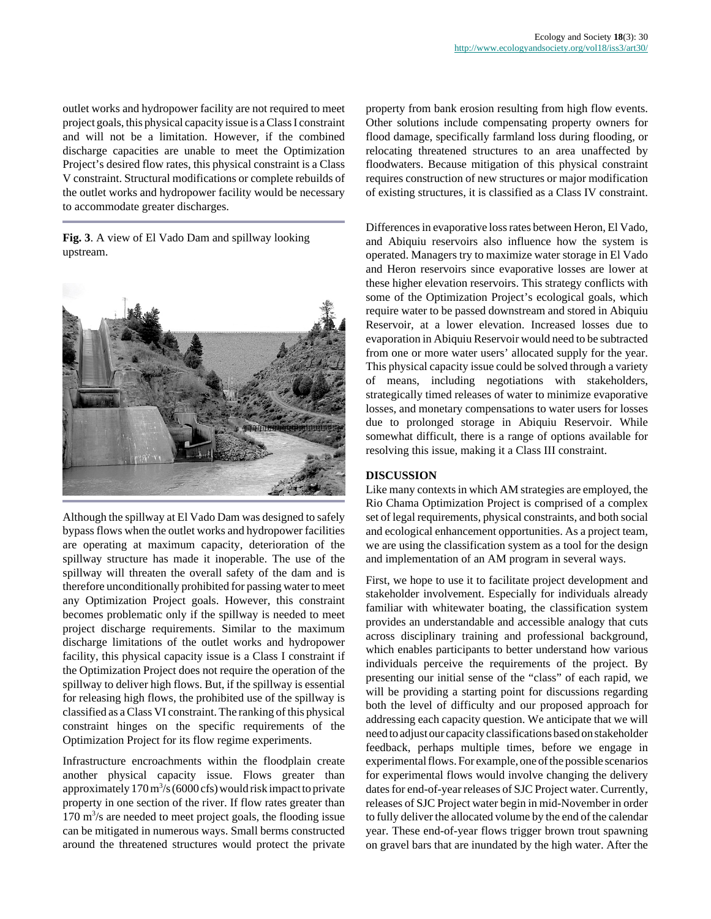outlet works and hydropower facility are not required to meet project goals, this physical capacity issue is a Class I constraint and will not be a limitation. However, if the combined discharge capacities are unable to meet the Optimization Project's desired flow rates, this physical constraint is a Class V constraint. Structural modifications or complete rebuilds of the outlet works and hydropower facility would be necessary to accommodate greater discharges.

**Fig. 3**. A view of El Vado Dam and spillway looking upstream.

Although the spillway at El Vado Dam was designed to safely bypass flows when the outlet works and hydropower facilities are operating at maximum capacity, deterioration of the spillway structure has made it inoperable. The use of the spillway will threaten the overall safety of the dam and is therefore unconditionally prohibited for passing water to meet any Optimization Project goals. However, this constraint becomes problematic only if the spillway is needed to meet project discharge requirements. Similar to the maximum discharge limitations of the outlet works and hydropower facility, this physical capacity issue is a Class I constraint if the Optimization Project does not require the operation of the spillway to deliver high flows. But, if the spillway is essential for releasing high flows, the prohibited use of the spillway is classified as a Class VI constraint. The ranking of this physical constraint hinges on the specific requirements of the Optimization Project for its flow regime experiments.

Infrastructure encroachments within the floodplain create another physical capacity issue. Flows greater than approximately 170 $m^3/s$ (6000 cfs) would risk impact to private property in one section of the river. If flow rates greater than 170 $m^3/s$ are needed to meet project goals, the flooding issue can be mitigated in numerous ways. Small berms constructed around the threatened structures would protect the private property from bank erosion resulting from high flow events. Other solutions include compensating property owners for flood damage, specifically farmland loss during flooding, or relocating threatened structures to an area unaffected by floodwaters. Because mitigation of this physical constraint requires construction of new structures or major modification of existing structures, it is classified as a Class IV constraint.

Differences in evaporative loss rates between Heron, El Vado, and Abiquiu reservoirs also influence how the system is operated. Managers try to maximize water storage in El Vado and Heron reservoirs since evaporative losses are lower at these higher elevation reservoirs. This strategy conflicts with some of the Optimization Project's ecological goals, which require water to be passed downstream and stored in Abiquiu Reservoir, at a lower elevation. Increased losses due to evaporation in Abiquiu Reservoir would need to be subtracted from one or more water users' allocated supply for the year. This physical capacity issue could be solved through a variety of means, including negotiations with stakeholders, strategically timed releases of water to minimize evaporative losses, and monetary compensations to water users for losses due to prolonged storage in Abiquiu Reservoir. While somewhat difficult, there is a range of options available for resolving this issue, making it a Class III constraint.

## DISCUSSION

Like many contexts in which AM strategies are employed, the Rio Chama Optimization Project is comprised of a complex set of legal requirements, physical constraints, and both social and ecological enhancement opportunities. As a project team, we are using the classification system as a tool for the design and implementation of an AM program in several ways.

First, we hope to use it to facilitate project development and stakeholder involvement. Especially for individuals already familiar with whitewater boating, the classification system provides an understandable and accessible analogy that cuts across disciplinary training and professional background, which enables participants to better understand how various individuals perceive the requirements of the project. By presenting our initial sense of the "class" of each rapid, we will be providing a starting point for discussions regarding both the level of difficulty and our proposed approach for addressing each capacity question. We anticipate that we will need to adjust our capacity classifications based on stakeholder feedback, perhaps multiple times, before we engage in experimental flows. For example, one of the possible scenarios for experimental flows would involve changing the delivery dates for end-of-year releases of SJC Project water. Currently, releases of SJC Project water begin in mid-November in order to fully deliver the allocated volume by the end of the calendar year. These end-of-year flows trigger brown trout spawning on gravel bars that are inundated by the high water. After the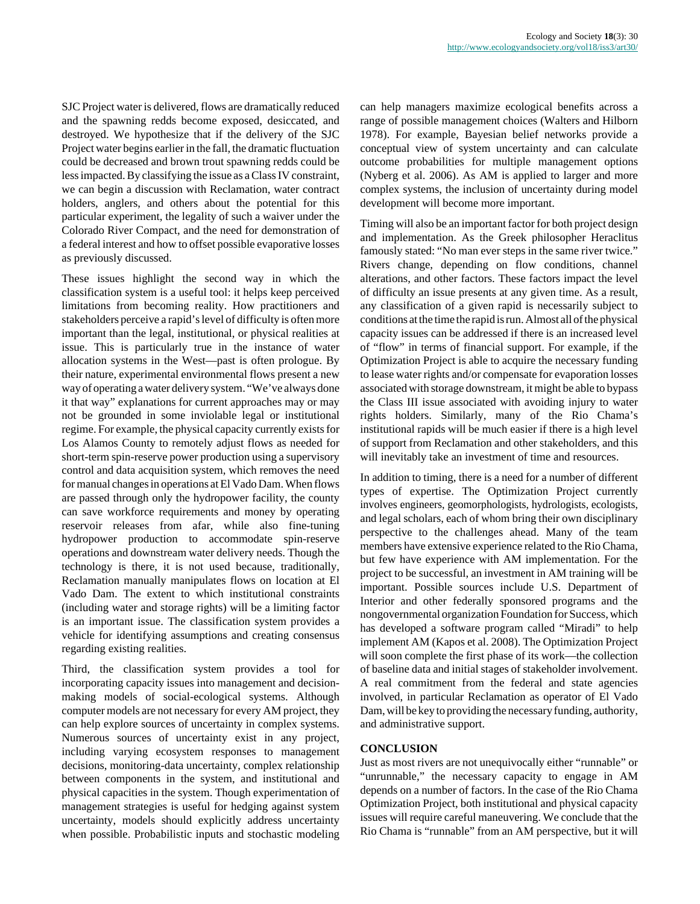SJC Project water is delivered, flows are dramatically reduced and the spawning redds become exposed, desiccated, and destroyed. We hypothesize that if the delivery of the SJC Project water begins earlier in the fall, the dramatic fluctuation could be decreased and brown trout spawning redds could be less impacted. By classifying the issue as a Class IV constraint, we can begin a discussion with Reclamation, water contract holders, anglers, and others about the potential for this particular experiment, the legality of such a waiver under the Colorado River Compact, and the need for demonstration of a federal interest and how to offset possible evaporative losses as previously discussed.

These issues highlight the second way in which the classification system is a useful tool: it helps keep perceived limitations from becoming reality. How practitioners and stakeholders perceive a rapid's level of difficulty is often more important than the legal, institutional, or physical realities at issue. This is particularly true in the instance of water allocation systems in the West—past is often prologue. By their nature, experimental environmental flows present a new way of operating a water delivery system. "We've always done it that way" explanations for current approaches may or may not be grounded in some inviolable legal or institutional regime. For example, the physical capacity currently exists for Los Alamos County to remotely adjust flows as needed for short-term spin-reserve power production using a supervisory control and data acquisition system, which removes the need for manual changes in operations at El Vado Dam. When flows are passed through only the hydropower facility, the county can save workforce requirements and money by operating reservoir releases from afar, while also fine-tuning hydropower production to accommodate spin-reserve operations and downstream water delivery needs. Though the technology is there, it is not used because, traditionally, Reclamation manually manipulates flows on location at El Vado Dam. The extent to which institutional constraints (including water and storage rights) will be a limiting factor is an important issue. The classification system provides a vehicle for identifying assumptions and creating consensus regarding existing realities.

Third, the classification system provides a tool for incorporating capacity issues into management and decision-making models of social-ecological systems. Although computer models are not necessary for every AM project, they can help explore sources of uncertainty in complex systems. Numerous sources of uncertainty exist in any project, including varying ecosystem responses to management decisions, monitoring-data uncertainty, complex relationship between components in the system, and institutional and physical capacities in the system. Though experimentation of management strategies is useful for hedging against system uncertainty, models should explicitly address uncertainty when possible. Probabilistic inputs and stochastic modeling can help managers maximize ecological benefits across a range of possible management choices (Walters and Hilborn 1978). For example, Bayesian belief networks provide a conceptual view of system uncertainty and can calculate outcome probabilities for multiple management options (Nyberg et al. 2006). As AM is applied to larger and more complex systems, the inclusion of uncertainty during model development will become more important.

Timing will also be an important factor for both project design and implementation. As the Greek philosopher Heraclitus famously stated: "No man ever steps in the same river twice." Rivers change, depending on flow conditions, channel alterations, and other factors. These factors impact the level of difficulty an issue presents at any given time. As a result, any classification of a given rapid is necessarily subject to conditions at the time the rapid is run. Almost all of the physical capacity issues can be addressed if there is an increased level of "flow" in terms of financial support. For example, if the Optimization Project is able to acquire the necessary funding to lease water rights and/or compensate for evaporation losses associated with storage downstream, it might be able to bypass the Class III issue associated with avoiding injury to water rights holders. Similarly, many of the Rio Chama's institutional rapids will be much easier if there is a high level of support from Reclamation and other stakeholders, and this will inevitably take an investment of time and resources.

In addition to timing, there is a need for a number of different types of expertise. The Optimization Project currently involves engineers, geomorphologists, hydrologists, ecologists, and legal scholars, each of whom bring their own disciplinary perspective to the challenges ahead. Many of the team members have extensive experience related to the Rio Chama, but few have experience with AM implementation. For the project to be successful, an investment in AM training will be important. Possible sources include U.S. Department of Interior and other federally sponsored programs and the nongovernmental organization Foundation for Success, which has developed a software program called "Miradi" to help implement AM (Kapos et al. 2008). The Optimization Project will soon complete the first phase of its work—the collection of baseline data and initial stages of stakeholder involvement. A real commitment from the federal and state agencies involved, in particular Reclamation as operator of El Vado Dam, will be key to providing the necessary funding, authority, and administrative support.

## CONCLUSION

Just as most rivers are not unequivocally either "runnable" or "unrunnable," the necessary capacity to engage in AM depends on a number of factors. In the case of the Rio Chama Optimization Project, both institutional and physical capacity issues will require careful maneuvering. We conclude that the Rio Chama is "runnable" from an AM perspective, but it will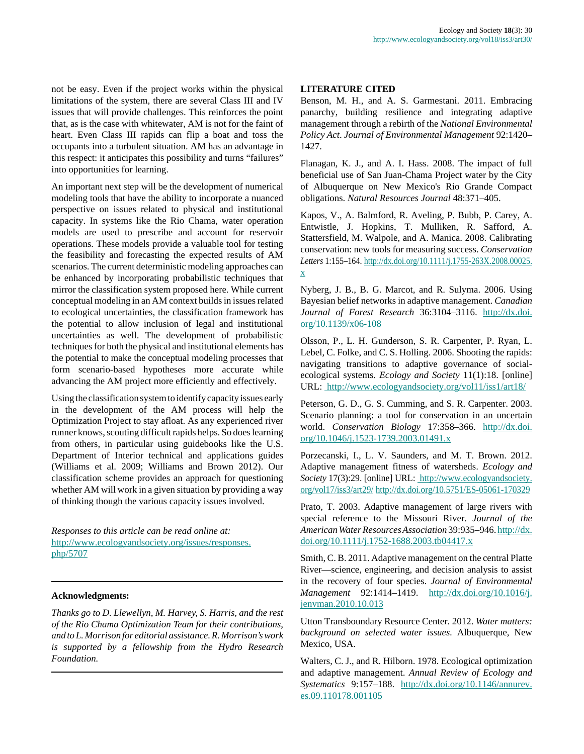not be easy. Even if the project works within the physical limitations of the system, there are several Class III and IV issues that will provide challenges. This reinforces the point that, as is the case with whitewater, AM is not for the faint of heart. Even Class III rapids can flip a boat and toss the occupants into a turbulent situation. AM has an advantage in this respect: it anticipates this possibility and turns "failures" into opportunities for learning.

An important next step will be the development of numerical modeling tools that have the ability to incorporate a nuanced perspective on issues related to physical and institutional capacity. In systems like the Rio Chama, water operation models are used to prescribe and account for reservoir operations. These models provide a valuable tool for testing the feasibility and forecasting the expected results of AM scenarios. The current deterministic modeling approaches can be enhanced by incorporating probabilistic techniques that mirror the classification system proposed here. While current conceptual modeling in an AM context builds in issues related to ecological uncertainties, the classification framework has the potential to allow inclusion of legal and institutional uncertainties as well. The development of probabilistic techniques for both the physical and institutional elements has the potential to make the conceptual modeling processes that form scenario-based hypotheses more accurate while advancing the AM project more efficiently and effectively.

Using the classification system to identify capacity issues early in the development of the AM process will help the Optimization Project to stay afloat. As any experienced river runner knows, scouting difficult rapids helps. So does learning from others, in particular using guidebooks like the U.S. Department of Interior technical and applications guides (Williams et al. 2009; Williams and Brown 2012). Our classification scheme provides an approach for questioning whether AM will work in a given situation by providing a way of thinking though the various capacity issues involved.

*Responses to this article can be read online at:*
http://www.ecologyandsociety.org/issues/responses.php/5707

---

**Acknowledgments:**

*Thanks go to D. Llewellyn, M. Harvey, S. Harris, and the rest of the Rio Chama Optimization Team for their contributions, and to L. Morrison for editorial assistance. R. Morrison's work is supported by a fellowship from the Hydro Research Foundation.*

---

**LITERATURE CITED**

Benson, M. H., and A. S. Garmestani. 2011. Embracing panarchy, building resilience and integrating adaptive management through a rebirth of the *National Environmental Policy Act*. *Journal of Environmental Management* 92:1420–1427.

Flanagan, K. J., and A. I. Hass. 2008. The impact of full beneficial use of San Juan-Chama Project water by the City of Albuquerque on New Mexico's Rio Grande Compact obligations. *Natural Resources Journal* 48:371–405.

Kapos, V., A. Balmford, R. Aveling, P. Bubb, P. Carey, A. Entwistle, J. Hopkins, T. Mulliken, R. Safford, A. Stattersfield, M. Walpole, and A. Manica. 2008. Calibrating conservation: new tools for measuring success. *Conservation Letters* 1:155–164. http://dx.doi.org/10.1111/j.1755-263X.2008.00025.x

Nyberg, J. B., B. G. Marcot, and R. Sulyma. 2006. Using Bayesian belief networks in adaptive management. *Canadian Journal of Forest Research* 36:3104–3116. http://dx.doi.org/10.1139/x06-108

Olsson, P., L. H. Gunderson, S. R. Carpenter, P. Ryan, L. Lebel, C. Folke, and C. S. Holling. 2006. Shooting the rapids: navigating transitions to adaptive governance of social-ecological systems. *Ecology and Society* 11(1):18. [online] URL: http://www.ecologyandsociety.org/vol11/iss1/art18/

Peterson, G. D., G. S. Cumming, and S. R. Carpenter. 2003. Scenario planning: a tool for conservation in an uncertain world. *Conservation Biology* 17:358–366. http://dx.doi.org/10.1046/j.1523-1739.2003.01491.x

Porzecanski, I., L. V. Saunders, and M. T. Brown. 2012. Adaptive management fitness of watersheds. *Ecology and Society* 17(3):29. [online] URL: http://www.ecologyandsociety.org/vol17/iss3/art29/ http://dx.doi.org/10.5751/ES-05061-170329

Prato, T. 2003. Adaptive management of large rivers with special reference to the Missouri River. *Journal of the American Water Resources Association* 39:935–946. http://dx.doi.org/10.1111/j.1752-1688.2003.tb04417.x

Smith, C. B. 2011. Adaptive management on the central Platte River—science, engineering, and decision analysis to assist in the recovery of four species. *Journal of Environmental Management* 92:1414–1419. http://dx.doi.org/10.1016/j.jenvman.2010.10.013

Utton Transboundary Resource Center. 2012. *Water matters: background on selected water issues*. Albuquerque, New Mexico, USA.

Walters, C. J., and R. Hilborn. 1978. Ecological optimization and adaptive management. *Annual Review of Ecology and Systematics* 9:157–188. http://dx.doi.org/10.1146/annurev.es.09.110178.001105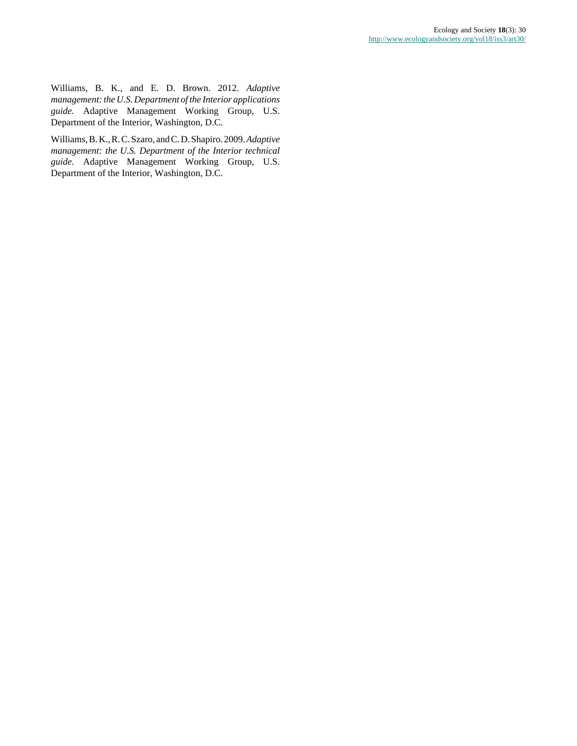Williams, B. K., and E. D. Brown. 2012. *Adaptive management: the U.S. Department of the Interior applications guide.* Adaptive Management Working Group, U.S. Department of the Interior, Washington, D.C.

Williams, B. K., R. C. Szaro, and C. D. Shapiro. 2009. *Adaptive management: the U.S. Department of the Interior technical guide.* Adaptive Management Working Group, U.S. Department of the Interior, Washington, D.C.